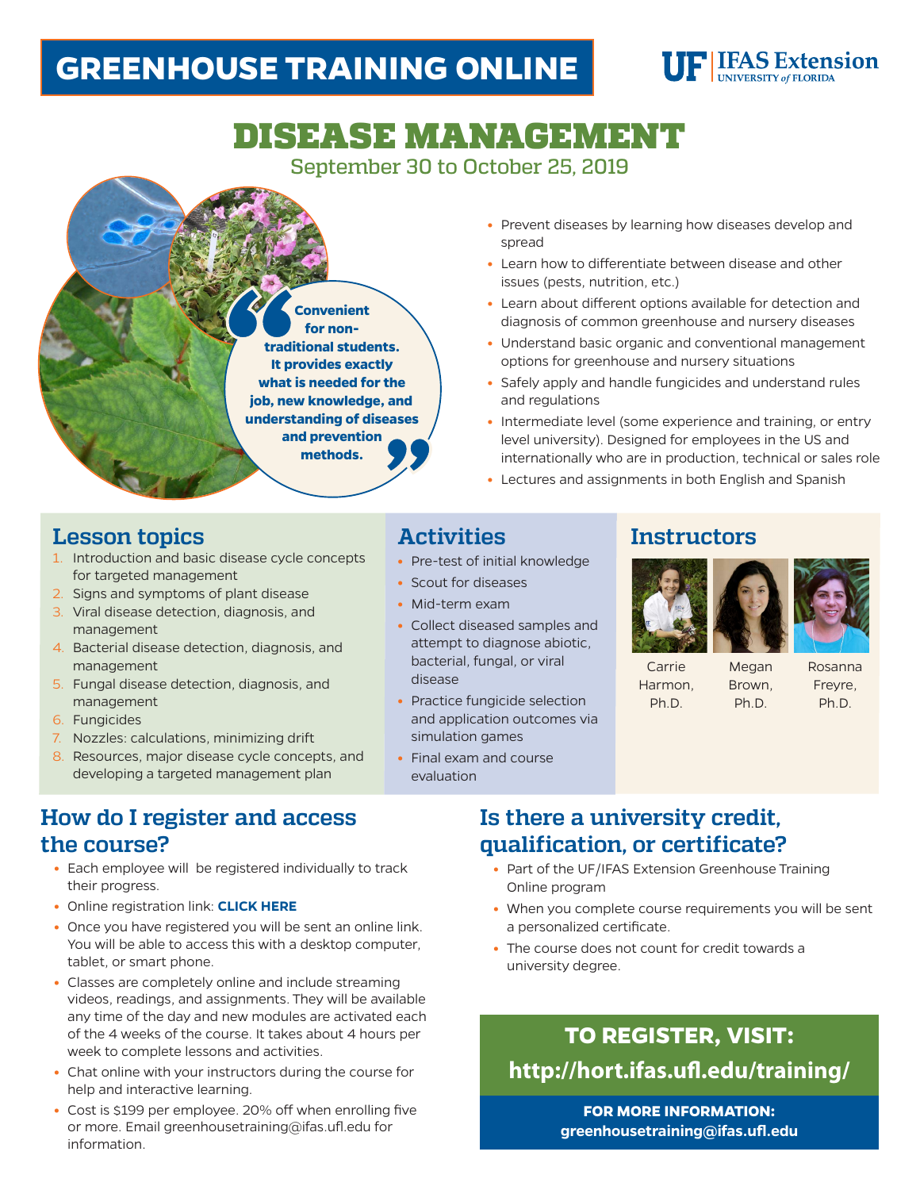# GREENHOUSE TRAINING ONLINE

UF | IFAS Extension
UNIVERSITY of FLORIDA

# DISEASE MANAGEMENT

September 30 to October 25, 2019

> **Convenient for non-traditional students. It provides exactly what is needed for the job, new knowledge, and understanding of diseases and prevention methods.**

- Prevent diseases by learning how diseases develop and spread
- Learn how to differentiate between disease and other issues (pests, nutrition, etc.)
- Learn about different options available for detection and diagnosis of common greenhouse and nursery diseases
- Understand basic organic and conventional management options for greenhouse and nursery situations
- Safely apply and handle fungicides and understand rules and regulations
- Intermediate level (some experience and training, or entry level university). Designed for employees in the US and internationally who are in production, technical or sales role
- Lectures and assignments in both English and Spanish

## Lesson topics

1. Introduction and basic disease cycle concepts for targeted management
2. Signs and symptoms of plant disease
3. Viral disease detection, diagnosis, and management
4. Bacterial disease detection, diagnosis, and management
5. Fungal disease detection, diagnosis, and management
6. Fungicides
7. Nozzles: calculations, minimizing drift
8. Resources, major disease cycle concepts, and developing a targeted management plan

## Activities

- Pre-test of initial knowledge
- Scout for diseases
- Mid-term exam
- Collect diseased samples and attempt to diagnose abiotic, bacterial, fungal, or viral disease
- Practice fungicide selection and application outcomes via simulation games
- Final exam and course evaluation

## Instructors

Carrie Harmon, Ph.D.

Megan Brown, Ph.D.

Rosanna Freyre, Ph.D.

## How do I register and access the course?

- Each employee will be registered individually to track their progress.
- Online registration link: **CLICK HERE**
- Once you have registered you will be sent an online link. You will be able to access this with a desktop computer, tablet, or smart phone.
- Classes are completely online and include streaming videos, readings, and assignments. They will be available any time of the day and new modules are activated each of the 4 weeks of the course. It takes about 4 hours per week to complete lessons and activities.
- Chat online with your instructors during the course for help and interactive learning.
- Cost is $199 per employee. 20% off when enrolling five or more. Email greenhousetraining@ifas.ufl.edu for information.

## Is there a university credit, qualification, or certificate?

- Part of the UF/IFAS Extension Greenhouse Training Online program
- When you complete course requirements you will be sent a personalized certificate.
- The course does not count for credit towards a university degree.

**TO REGISTER, VISIT:**

**http://hort.ifas.ufl.edu/training/**

**FOR MORE INFORMATION:**
**greenhousetraining@ifas.ufl.edu**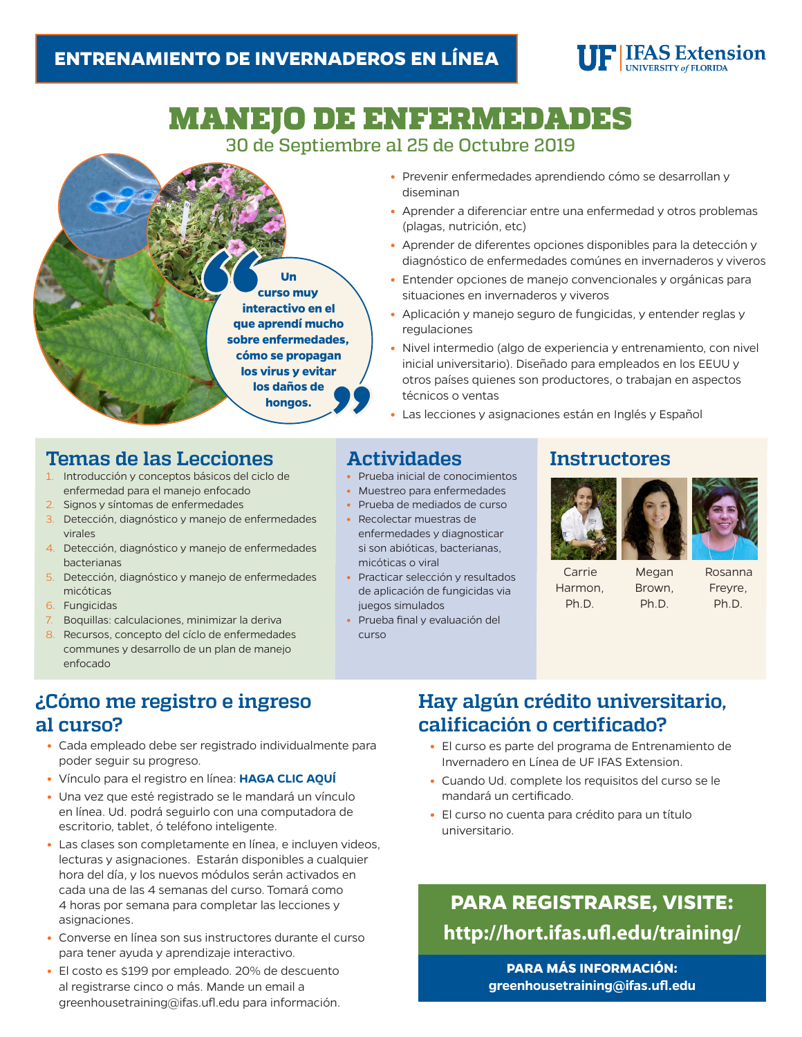ENTRENAMIENTO DE INVERNADEROS EN LÍNEA

UF | IFAS Extension UNIVERSITY of FLORIDA

# MANEJO DE ENFERMEDADES

30 de Septiembre al 25 de Octubre 2019

> **Un curso muy interactivo en el que aprendí mucho sobre enfermedades, cómo se propagan los virus y evitar los daños de hongos.**

- Prevenir enfermedades aprendiendo cómo se desarrollan y diseminan
- Aprender a diferenciar entre una enfermedad y otros problemas (plagas, nutrición, etc)
- Aprender de diferentes opciones disponibles para la detección y diagnóstico de enfermedades comúnes en invernaderos y viveros
- Entender opciones de manejo convencionales y orgánicas para situaciones en invernaderos y viveros
- Aplicación y manejo seguro de fungicidas, y entender reglas y regulaciones
- Nivel intermedio (algo de experiencia y entrenamiento, con nivel inicial universitario). Diseñado para empleados en los EEUU y otros países quienes son productores, o trabajan en aspectos técnicos o ventas
- Las lecciones y asignaciones están en Inglés y Español

## Temas de las Lecciones

1. Introducción y conceptos básicos del ciclo de enfermedad para el manejo enfocado
2. Signos y síntomas de enfermedades
3. Detección, diagnóstico y manejo de enfermedades virales
4. Detección, diagnóstico y manejo de enfermedades bacterianas
5. Detección, diagnóstico y manejo de enfermedades micóticas
6. Fungicidas
7. Boquillas: calculaciones, minimizar la deriva
8. Recursos, concepto del cíclo de enfermedades communes y desarrollo de un plan de manejo enfocado

## Actividades

- Prueba inicial de conocimientos
- Muestreo para enfermedades
- Prueba de mediados de curso
- Recolectar muestras de enfermedades y diagnosticar si son abióticas, bacterianas, micóticas o viral
- Practicar selección y resultados de aplicación de fungicidas via juegos simulados
- Prueba final y evaluación del curso

## Instructores

Carrie Harmon, Ph.D.

Megan Brown, Ph.D.

Rosanna Freyre, Ph.D.

## ¿Cómo me registro e ingreso al curso?

- Cada empleado debe ser registrado individualmente para poder seguir su progreso.
- Vínculo para el registro en línea: **HAGA CLIC AQUÍ**
- Una vez que esté registrado se le mandará un vínculo en línea. Ud. podrá seguirlo con una computadora de escritorio, tablet, ó teléfono inteligente.
- Las clases son completamente en línea, e incluyen videos, lecturas y asignaciones. Estarán disponibles a cualquier hora del día, y los nuevos módulos serán activados en cada una de las 4 semanas del curso. Tomará como 4 horas por semana para completar las lecciones y asignaciones.
- Converse en línea son sus instructores durante el curso para tener ayuda y aprendizaje interactivo.
- El costo es $199 por empleado. 20% de descuento al registrarse cinco o más. Mande un email a greenhousetraining@ifas.ufl.edu para información.

## Hay algún crédito universitario, calificación o certificado?

- El curso es parte del programa de Entrenamiento de Invernadero en Línea de UF IFAS Extension.
- Cuando Ud. complete los requisitos del curso se le mandará un certificado.
- El curso no cuenta para crédito para un título universitario.

**PARA REGISTRARSE, VISITE:**
**http://hort.ifas.ufl.edu/training/**

**PARA MÁS INFORMACIÓN:**
**greenhousetraining@ifas.ufl.edu**